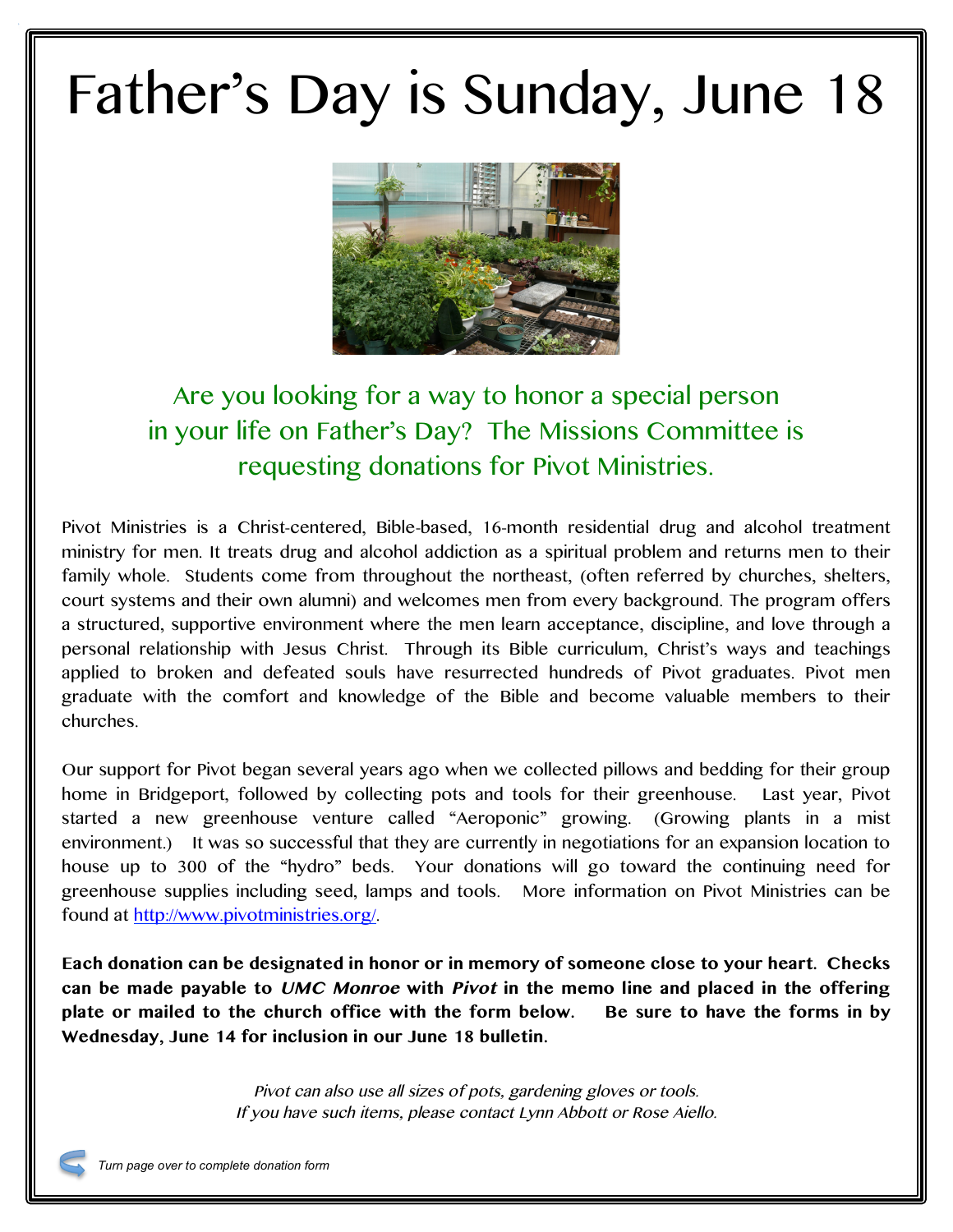# Father's Day is Sunday, June 18

## Are you looking for a way to honor a special person in your life on Father's Day? The Missions Committee is requesting donations for Pivot Ministries.

Pivot Ministries is a Christ-centered, Bible-based, 16-month residential drug and alcohol treatment ministry for men. It treats drug and alcohol addiction as a spiritual problem and returns men to their family whole. Students come from throughout the northeast, (often referred by churches, shelters, court systems and their own alumni) and welcomes men from every background. The program offers a structured, supportive environment where the men learn acceptance, discipline, and love through a personal relationship with Jesus Christ. Through its Bible curriculum, Christ's ways and teachings applied to broken and defeated souls have resurrected hundreds of Pivot graduates. Pivot men graduate with the comfort and knowledge of the Bible and become valuable members to their churches.

Our support for Pivot began several years ago when we collected pillows and bedding for their group home in Bridgeport, followed by collecting pots and tools for their greenhouse. Last year, Pivot started a new greenhouse venture called "Aeroponic" growing. (Growing plants in a mist environment.) It was so successful that they are currently in negotiations for an expansion location to house up to 300 of the "hydro" beds. Your donations will go toward the continuing need for greenhouse supplies including seed, lamps and tools. More information on Pivot Ministries can be found at [http://www.pivotministries.org/](http://www.pivotministries.org/).

**Each donation can be designated in honor or in memory of someone close to your heart. Checks can be made payable to *UMC Monroe* with *Pivot* in the memo line and placed in the offering plate or mailed to the church office with the form below. Be sure to have the forms in by Wednesday, June 14 for inclusion in our June 18 bulletin.**

*Pivot can also use all sizes of pots, gardening gloves or tools.*
*If you have such items, please contact Lynn Abbott or Rose Aiello.*

*Turn page over to complete donation form*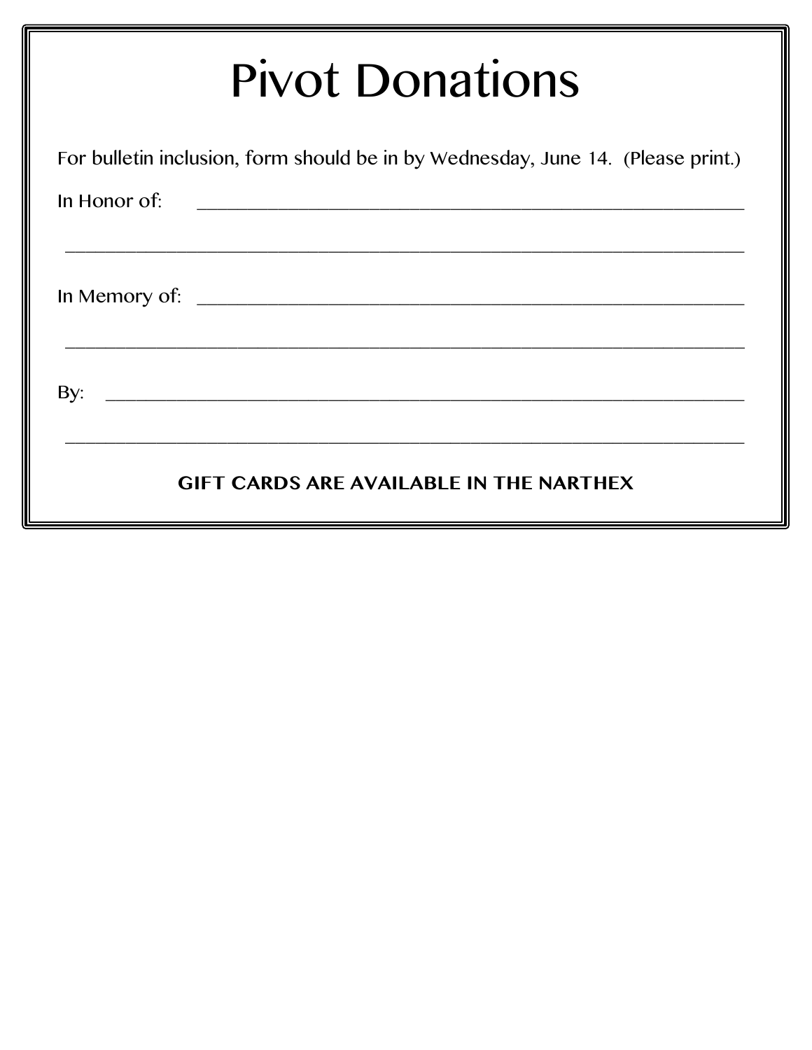# Pivot Donations

For bulletin inclusion, form should be in by Wednesday, June 14. (Please print.)

In Honor of: ____________________________________________________________

______________________________________________________________________

In Memory of: ____________________________________________________________

______________________________________________________________________

By: ____________________________________________________________________

______________________________________________________________________

**GIFT CARDS ARE AVAILABLE IN THE NARTHEX**